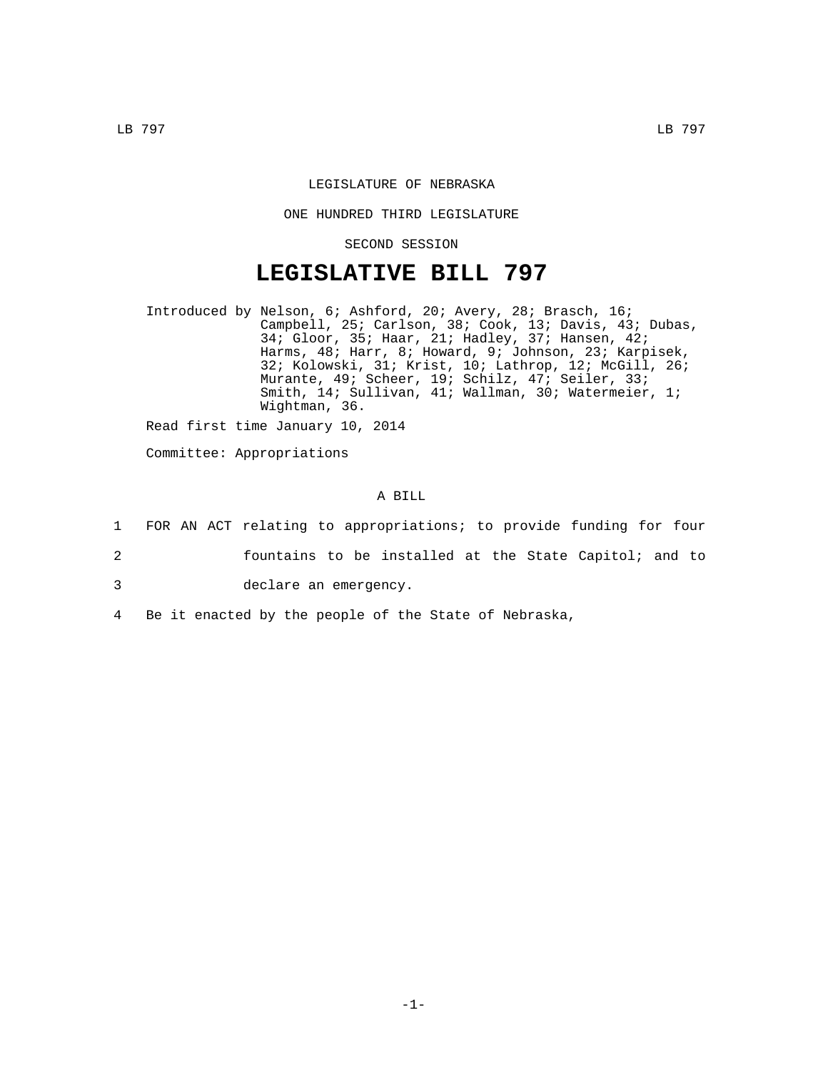LEGISLATURE OF NEBRASKA

ONE HUNDRED THIRD LEGISLATURE

SECOND SESSION

# LEGISLATIVE BILL 797

Introduced by Nelson, 6; Ashford, 20; Avery, 28; Brasch, 16; Campbell, 25; Carlson, 38; Cook, 13; Davis, 43; Dubas, 34; Gloor, 35; Haar, 21; Hadley, 37; Hansen, 42; Harms, 48; Harr, 8; Howard, 9; Johnson, 23; Karpisek, 32; Kolowski, 31; Krist, 10; Lathrop, 12; McGill, 26; Murante, 49; Scheer, 19; Schilz, 47; Seiler, 33; Smith, 14; Sullivan, 41; Wallman, 30; Watermeier, 1; Wightman, 36.

Read first time January 10, 2014

Committee: Appropriations

A BILL

1 FOR AN ACT relating to appropriations; to provide funding for four
2 fountains to be installed at the State Capitol; and to
3 declare an emergency.
4 Be it enacted by the people of the State of Nebraska,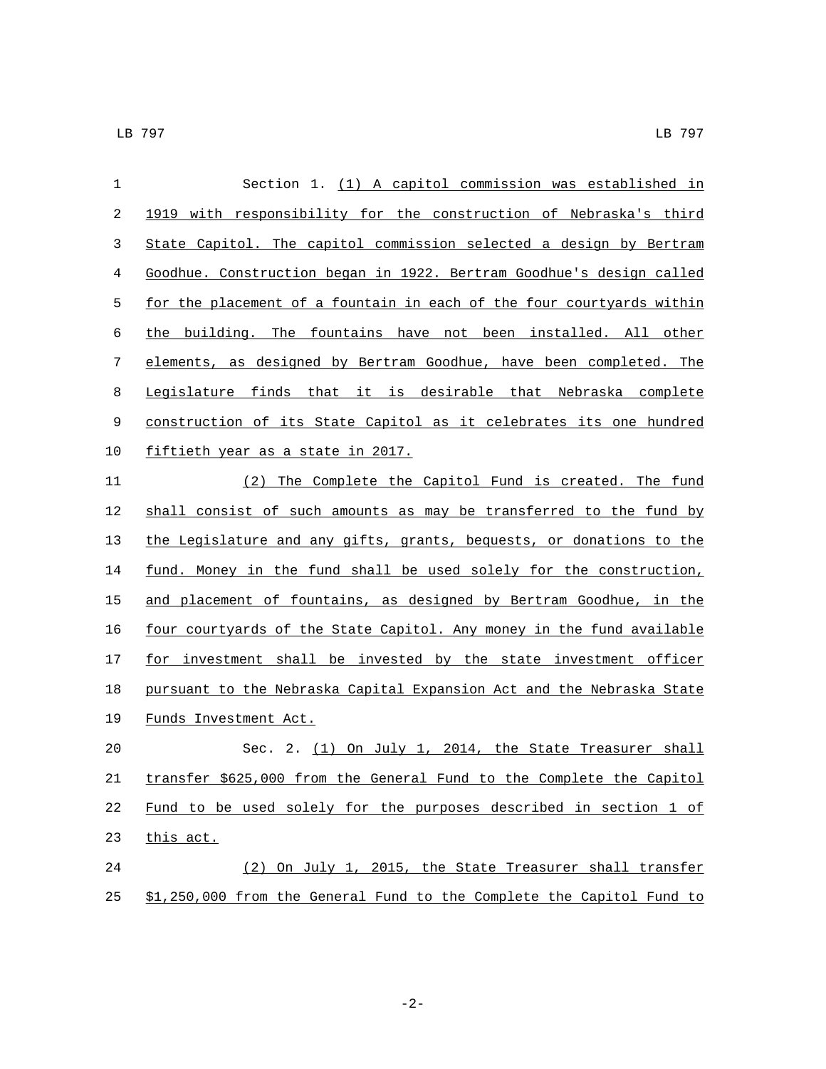Section 1. (1) A capitol commission was established in 1919 with responsibility for the construction of Nebraska's third State Capitol. The capitol commission selected a design by Bertram Goodhue. Construction began in 1922. Bertram Goodhue's design called for the placement of a fountain in each of the four courtyards within the building. The fountains have not been installed. All other elements, as designed by Bertram Goodhue, have been completed. The Legislature finds that it is desirable that Nebraska complete construction of its State Capitol as it celebrates its one hundred fiftieth year as a state in 2017.

(2) The Complete the Capitol Fund is created. The fund shall consist of such amounts as may be transferred to the fund by the Legislature and any gifts, grants, bequests, or donations to the fund. Money in the fund shall be used solely for the construction, and placement of fountains, as designed by Bertram Goodhue, in the four courtyards of the State Capitol. Any money in the fund available for investment shall be invested by the state investment officer pursuant to the Nebraska Capital Expansion Act and the Nebraska State Funds Investment Act.

Sec. 2. (1) On July 1, 2014, the State Treasurer shall transfer $625,000 from the General Fund to the Complete the Capitol Fund to be used solely for the purposes described in section 1 of this act.

(2) On July 1, 2015, the State Treasurer shall transfer $1,250,000 from the General Fund to the Complete the Capitol Fund to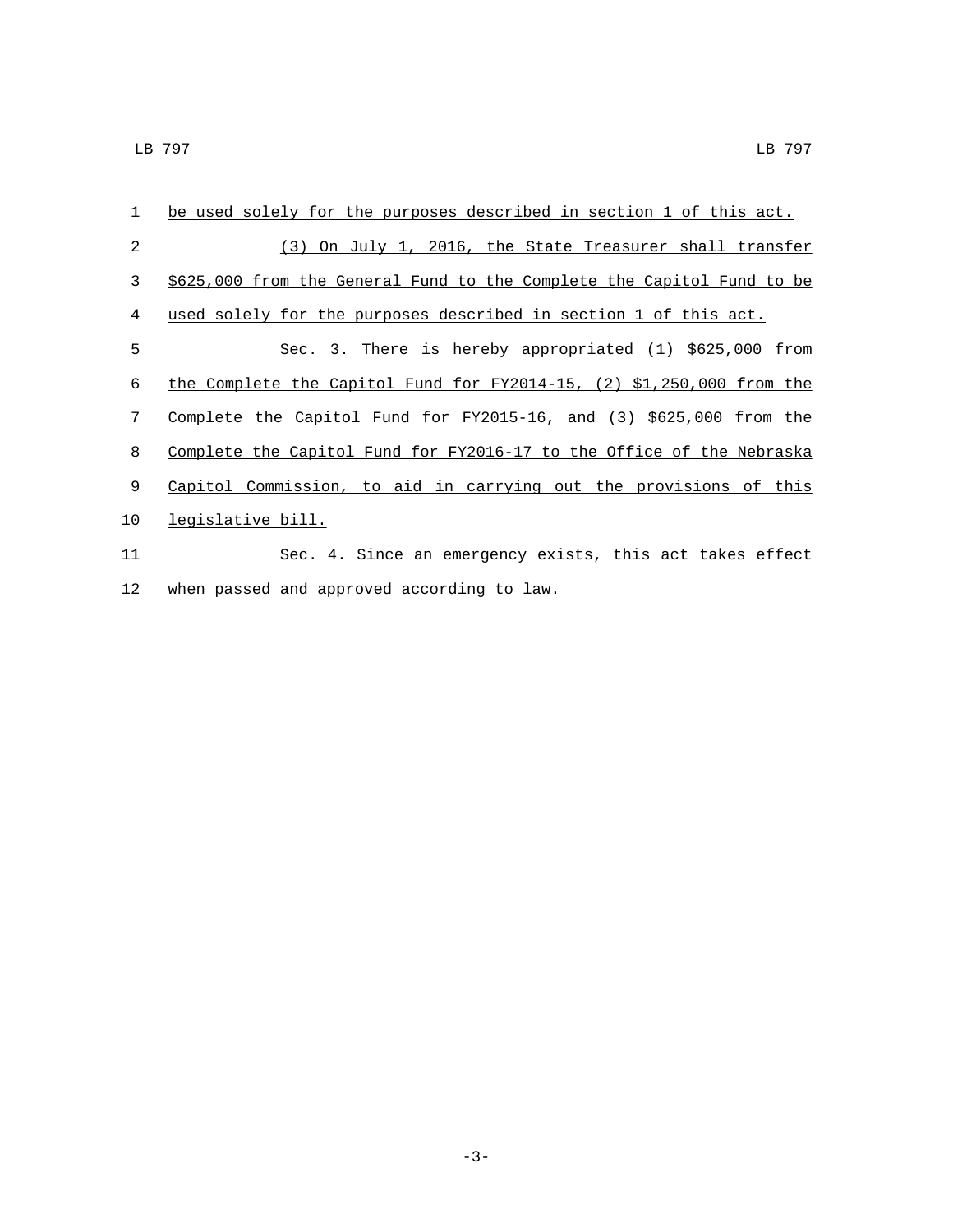be used solely for the purposes described in section 1 of this act.

(3) On July 1, 2016, the State Treasurer shall transfer $625,000 from the General Fund to the Complete the Capitol Fund to be used solely for the purposes described in section 1 of this act.

Sec. 3. There is hereby appropriated (1) $625,000 from the Complete the Capitol Fund for FY2014-15, (2) $1,250,000 from the Complete the Capitol Fund for FY2015-16, and (3) $625,000 from the Complete the Capitol Fund for FY2016-17 to the Office of the Nebraska Capitol Commission, to aid in carrying out the provisions of this legislative bill.

Sec. 4. Since an emergency exists, this act takes effect when passed and approved according to law.